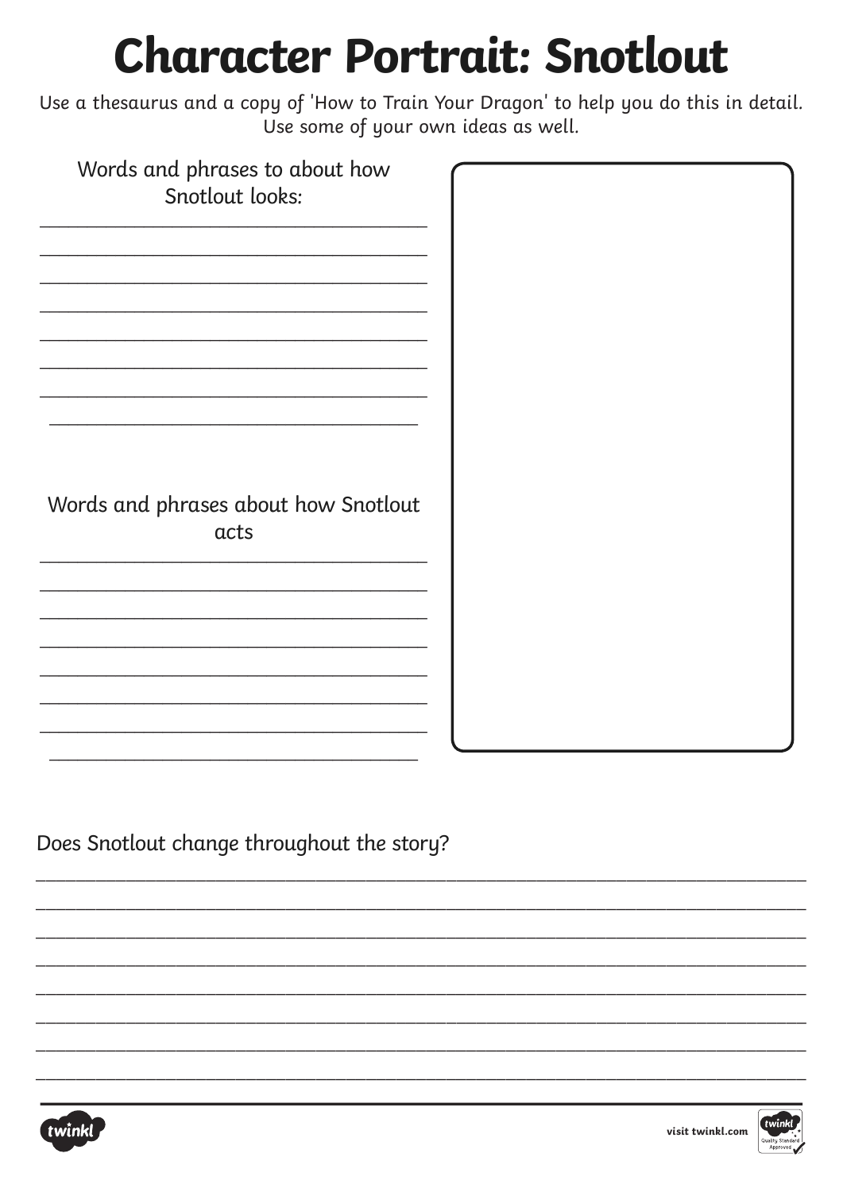# Character Portrait: Snotlout

Use a thesaurus and a copy of 'How to Train Your Dragon' to help you do this in detail. Use some of your own ideas as well.

Words and phrases to about how Snotlout looks:

_______________________________________
_______________________________________
_______________________________________
_______________________________________
_______________________________________
_______________________________________
_______________________________________
_______________________________________

Words and phrases about how Snotlout acts

_______________________________________
_______________________________________
_______________________________________
_______________________________________
_______________________________________
_______________________________________
_______________________________________
_______________________________________

Does Snotlout change throughout the story?

_______________________________________________________________________________
_______________________________________________________________________________
_______________________________________________________________________________
_______________________________________________________________________________
_______________________________________________________________________________
_______________________________________________________________________________
_______________________________________________________________________________
_______________________________________________________________________________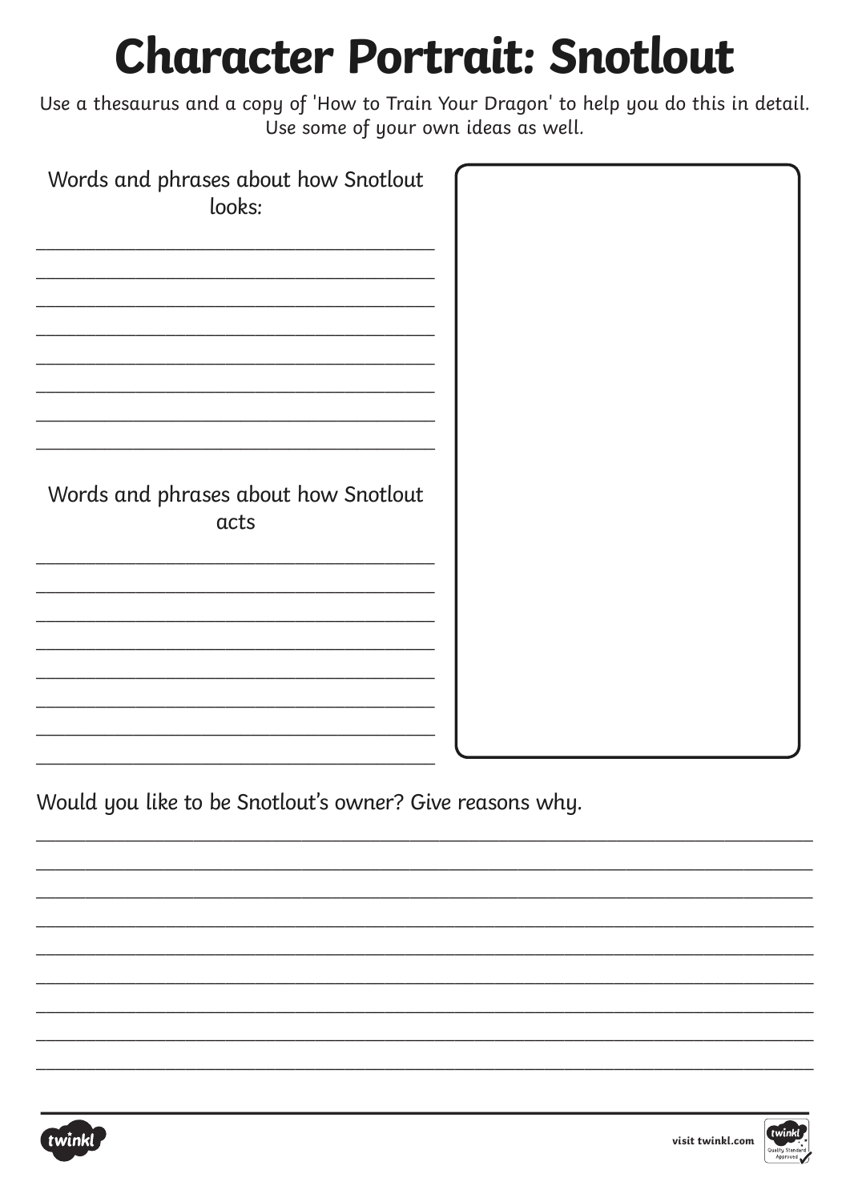# Character Portrait: Snotlout

Use a thesaurus and a copy of 'How to Train Your Dragon' to help you do this in detail. Use some of your own ideas as well.

Words and phrases about how Snotlout looks:

________________________________________
________________________________________
________________________________________
________________________________________
________________________________________
________________________________________
________________________________________
________________________________________

Words and phrases about how Snotlout acts

________________________________________
________________________________________
________________________________________
________________________________________
________________________________________
________________________________________
________________________________________
________________________________________

Would you like to be Snotlout's owner? Give reasons why.

________________________________________________________________________________
________________________________________________________________________________
________________________________________________________________________________
________________________________________________________________________________
________________________________________________________________________________
________________________________________________________________________________
________________________________________________________________________________
________________________________________________________________________________
________________________________________________________________________________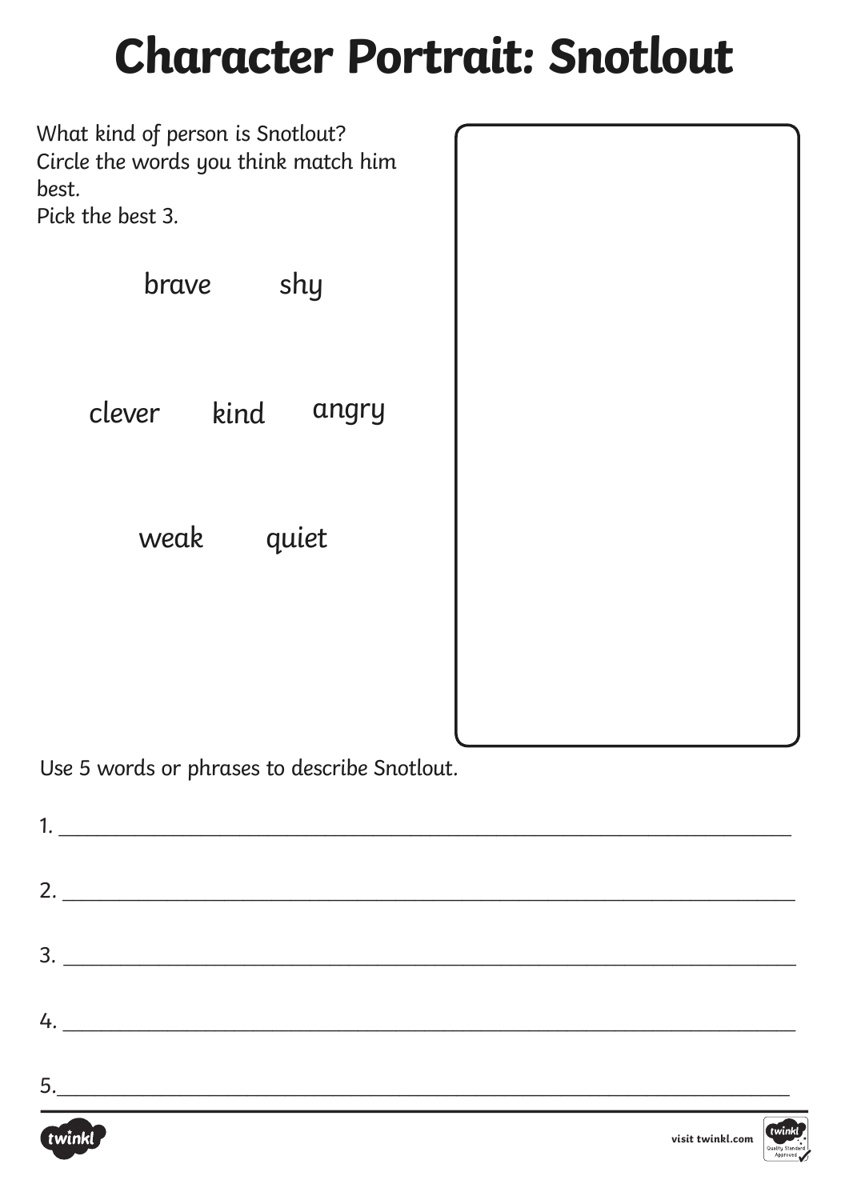# Character Portrait: Snotlout

What kind of person is Snotlout?
Circle the words you think match him best.
Pick the best 3.

brave shy

clever kind angry

weak quiet

Use 5 words or phrases to describe Snotlout.

1. ______________________________

2. ______________________________

3. ______________________________

4. ______________________________

5. ______________________________